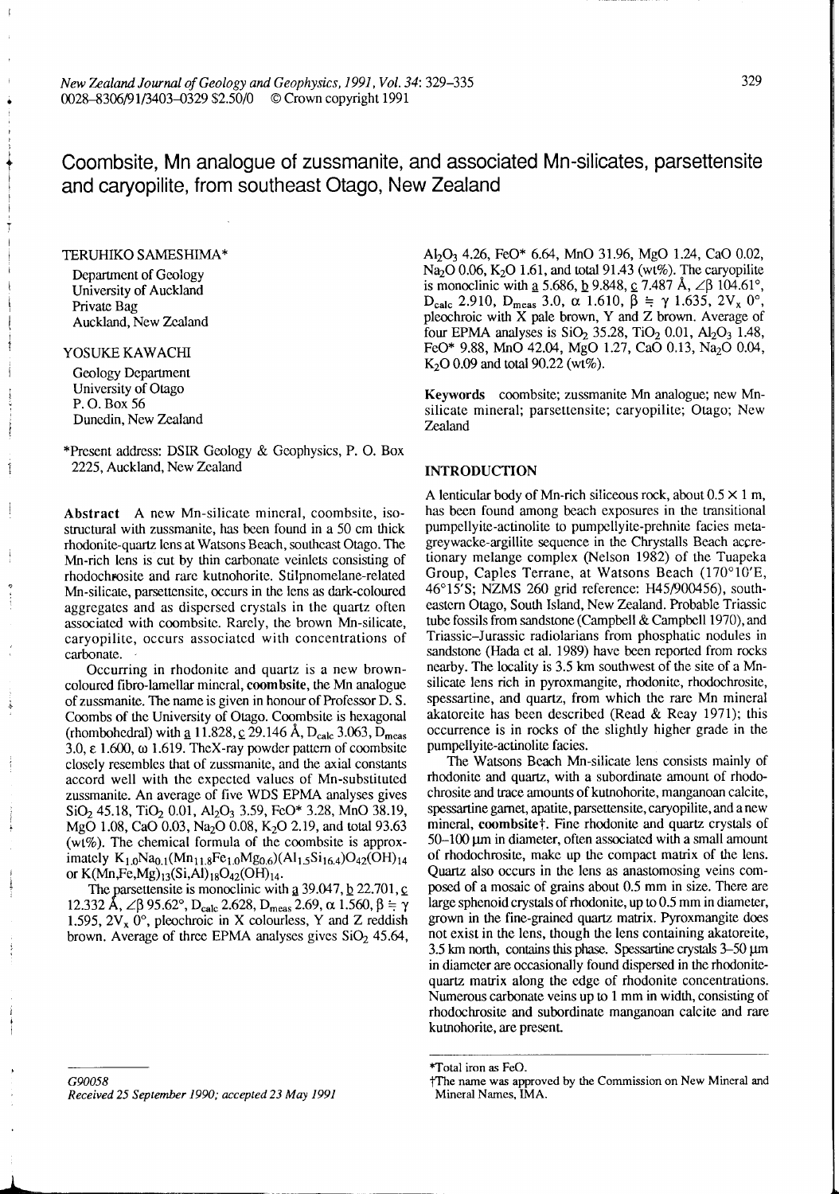# Coombsite, Mn analogue of zussmanite, and associated Mn-silicates, parsettensite and caryopilite, from southeast Otago, New Zealand

TERUHIKO SAMESHIMA*

Department of Geology
University of Auckland
Private Bag
Auckland, New Zealand

YOSUKE KAWACHI

Geology Department
University of Otago
P. O. Box 56
Dunedin, New Zealand

*Present address: DSIR Geology & Geophysics, P. O. Box 2225, Auckland, New Zealand

**Abstract** A new Mn-silicate mineral, coombsite, isostructural with zussmanite, has been found in a 50 cm thick rhodonite-quartz lens at Watsons Beach, southeast Otago. The Mn-rich lens is cut by thin carbonate veinlets consisting of rhodochrosite and rare kutnohorite. Stilpnomelane-related Mn-silicate, parsettensite, occurs in the lens as dark-coloured aggregates and as dispersed crystals in the quartz often associated with coombsite. Rarely, the brown Mn-silicate, caryopilite, occurs associated with concentrations of carbonate.

Occurring in rhodonite and quartz is a new brown-coloured fibro-lamellar mineral, **coombsite**, the Mn analogue of zussmanite. The name is given in honour of Professor D. S. Coombs of the University of Otago. Coombsite is hexagonal (rhombohedral) with a 11.828, c 29.146 Å, $D_{calc}$ 3.063, $D_{meas}$ 3.0, ε 1.600, ω 1.619. The X-ray powder pattern of coombsite closely resembles that of zussmanite, and the axial constants accord well with the expected values of Mn-substituted zussmanite. An average of five WDS EPMA analyses gives $SiO_2$ 45.18, $TiO_2$ 0.01, $Al_2O_3$ 3.59, FeO* 3.28, MnO 38.19, MgO 1.08, CaO 0.03, $Na_2O$ 0.08, $K_2O$ 2.19, and total 93.63 (wt%). The chemical formula of the coombsite is approximately $K_{1.0}Na_{0.1}(Mn_{11.8}Fe_{1.0}Mg_{0.6})(Al_{1.5}Si_{16.4})O_{42}(OH)_{14}$ or $K(Mn,Fe,Mg)_{13}(Si,Al)_{18}O_{42}(OH)_{14}$.

The parsettensite is monoclinic with a 39.047, b 22.701, c 12.332 Å, ∠β 95.62°, $D_{calc}$ 2.628, $D_{meas}$ 2.69, α 1.560, β ≒ γ 1.595, $2V_x$ 0°, pleochroic in X colourless, Y and Z reddish brown. Average of three EPMA analyses gives $SiO_2$ 45.64, $Al_2O_3$ 4.26, FeO* 6.64, MnO 31.96, MgO 1.24, CaO 0.02, $Na_2O$ 0.06, $K_2O$ 1.61, and total 91.43 (wt%). The caryopilite is monoclinic with a 5.686, b 9.848, c 7.487 Å, ∠β 104.61°, $D_{calc}$ 2.910, $D_{meas}$ 3.0, α 1.610, β ≒ γ 1.635, $2V_x$ 0°, pleochroic with X pale brown, Y and Z brown. Average of four EPMA analyses is $SiO_2$ 35.28, $TiO_2$ 0.01, $Al_2O_3$ 1.48, FeO* 9.88, MnO 42.04, MgO 1.27, CaO 0.13, $Na_2O$ 0.04, $K_2O$ 0.09 and total 90.22 (wt%).

**Keywords** coombsite; zussmanite Mn analogue; new Mn-silicate mineral; parsettensite; caryopilite; Otago; New Zealand

## INTRODUCTION

A lenticular body of Mn-rich siliceous rock, about 0.5 × 1 m, has been found among beach exposures in the transitional pumpellyite-actinolite to pumpellyite-prehnite facies metagreywacke-argillite sequence in the Chrystalls Beach accretionary melange complex (Nelson 1982) of the Tuapeka Group, Caples Terrane, at Watsons Beach (170°10'E, 46°15'S; NZMS 260 grid reference: H45/900456), southeastern Otago, South Island, New Zealand. Probable Triassic tube fossils from sandstone (Campbell & Campbell 1970), and Triassic–Jurassic radiolarians from phosphatic nodules in sandstone (Hada et al. 1989) have been reported from rocks nearby. The locality is 3.5 km southwest of the site of a Mn-silicate lens rich in pyroxmangite, rhodonite, rhodochrosite, spessartine, and quartz, from which the rare Mn mineral akatoreite has been described (Read & Reay 1971); this occurrence is in rocks of the slightly higher grade in the pumpellyite-actinolite facies.

The Watsons Beach Mn-silicate lens consists mainly of rhodonite and quartz, with a subordinate amount of rhodochrosite and trace amounts of kutnohorite, manganoan calcite, spessartine garnet, apatite, parsettensite, caryopilite, and a new mineral, coombsite†. Fine rhodonite and quartz crystals of 50–100 μm in diameter, often associated with a small amount of rhodochrosite, make up the compact matrix of the lens. Quartz also occurs in the lens as anastomosing veins composed of a mosaic of grains about 0.5 mm in size. There are large sphenoid crystals of rhodonite, up to 0.5 mm in diameter, grown in the fine-grained quartz matrix. Pyroxmangite does not exist in the lens, though the lens containing akatoreite, 3.5 km north, contains this phase. Spessartine crystals 3–50 μm in diameter are occasionally found dispersed in the rhodonite-quartz matrix along the edge of rhodonite concentrations. Numerous carbonate veins up to 1 mm in width, consisting of rhodochrosite and subordinate manganoan calcite and rare kutnohorite, are present.

*Total iron as FeO.

†The name was approved by the Commission on New Mineral and Mineral Names, IMA.

G90058
Received 25 September 1990; accepted 23 May 1991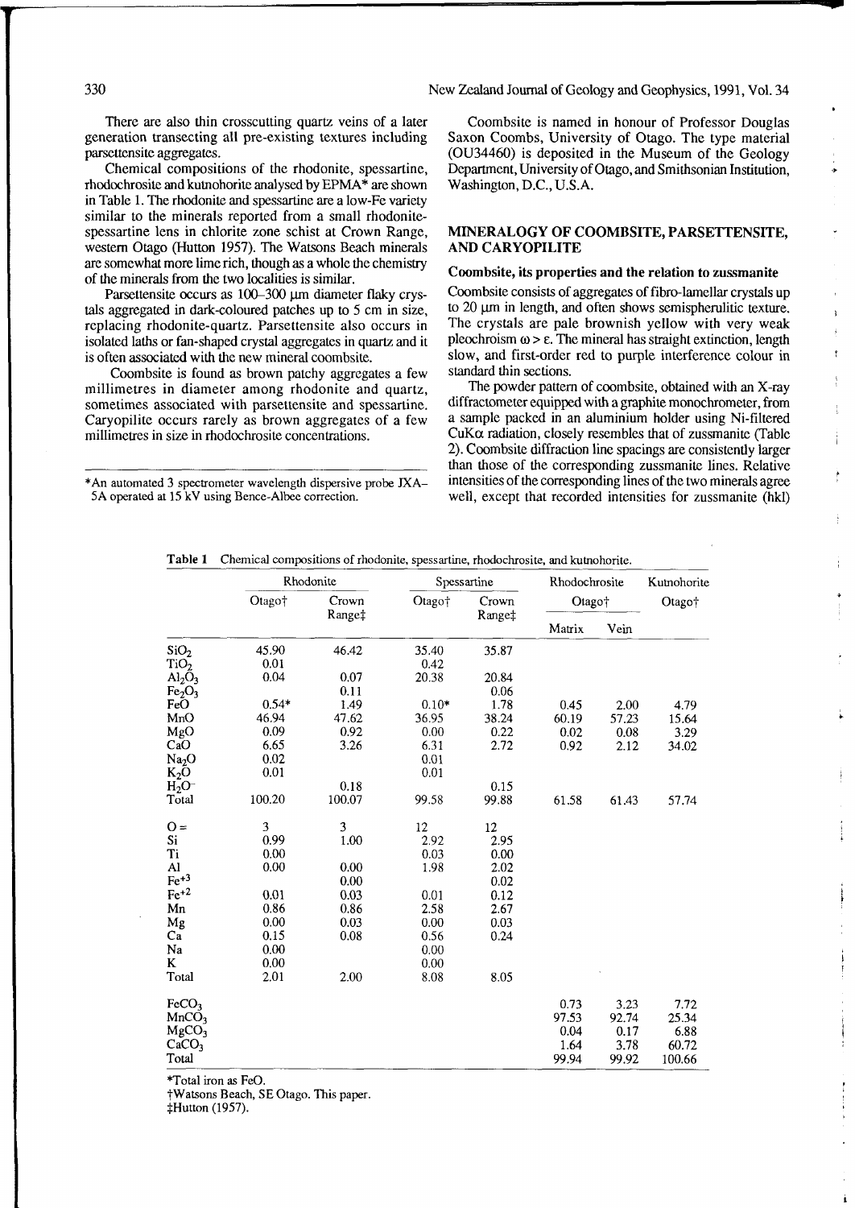There are also thin crosscutting quartz veins of a later generation transecting all pre-existing textures including parsettensite aggregates.

Chemical compositions of the rhodonite, spessartine, rhodochrosite and kutnohorite analysed by EPMA* are shown in Table 1. The rhodonite and spessartine are a low-Fe variety similar to the minerals reported from a small rhodonite-spessartine lens in chlorite zone schist at Crown Range, western Otago (Hutton 1957). The Watsons Beach minerals are somewhat more lime rich, though as a whole the chemistry of the minerals from the two localities is similar.

Parsettensite occurs as 100–300 μm diameter flaky crystals aggregated in dark-coloured patches up to 5 cm in size, replacing rhodonite-quartz. Parsettensite also occurs in isolated laths or fan-shaped crystal aggregates in quartz and it is often associated with the new mineral coombsite.

Coombsite is found as brown patchy aggregates a few millimetres in diameter among rhodonite and quartz, sometimes associated with parsettensite and spessartine. Caryopilite occurs rarely as brown aggregates of a few millimetres in size in rhodochrosite concentrations.

*An automated 3 spectrometer wavelength dispersive probe JXA-5A operated at 15 kV using Bence-Albee correction.

Coombsite is named in honour of Professor Douglas Saxon Coombs, University of Otago. The type material (OU34460) is deposited in the Museum of the Geology Department, University of Otago, and Smithsonian Institution, Washington, D.C., U.S.A.

## MINERALOGY OF COOMBSITE, PARSETTENSITE, AND CARYOPILITE

### Coombsite, its properties and the relation to zussmanite

Coombsite consists of aggregates of fibro-lamellar crystals up to 20 μm in length, and often shows semispherulitic texture. The crystals are pale brownish yellow with very weak pleochroism $\omega > \varepsilon$. The mineral has straight extinction, length slow, and first-order red to purple interference colour in standard thin sections.

The powder pattern of coombsite, obtained with an X-ray diffractometer equipped with a graphite monochrometer, from a sample packed in an aluminium holder using Ni-filtered CuKα radiation, closely resembles that of zussmanite (Table 2). Coombsite diffraction line spacings are consistently larger than those of the corresponding zussmanite lines. Relative intensities of the corresponding lines of the two minerals agree well, except that recorded intensities for zussmanite (hkl)

**Table 1** Chemical compositions of rhodonite, spessartine, rhodochrosite, and kutnohorite.

| | Rhodonite | | Spessartine | | Rhodochrosite | | Kutnohorite |
|---|---|---|---|---|---|---|---|
| | Otago† | Crown Range‡ | Otago† | Crown Range‡ | Otago† | | Otago† |
| | | | | | Matrix | Vein | |
| $SiO_2$ | 45.90 | 46.42 | 35.40 | 35.87 | | | |
| $TiO_2$ | 0.01 | | 0.42 | | | | |
| $Al_2O_3$ | 0.04 | 0.07 | 20.38 | 20.84 | | | |
| $Fe_2O_3$ | | 0.11 | | 0.06 | | | |
| FeO | 0.54* | 1.49 | 0.10* | 1.78 | 0.45 | 2.00 | 4.79 |
| MnO | 46.94 | 47.62 | 36.95 | 38.24 | 60.19 | 57.23 | 15.64 |
| MgO | 0.09 | 0.92 | 0.00 | 0.22 | 0.02 | 0.08 | 3.29 |
| CaO | 6.65 | 3.26 | 6.31 | 2.72 | 0.92 | 2.12 | 34.02 |
| $Na_2O$ | 0.02 | | 0.01 | | | | |
| $K_2O$ | 0.01 | | 0.01 | | | | |
| $H_2O^-$ | | 0.18 | | 0.15 | | | |
| Total | 100.20 | 100.07 | 99.58 | 99.88 | 61.58 | 61.43 | 57.74 |
| O = | 3 | 3 | 12 | 12 | | | |
| Si | 0.99 | 1.00 | 2.92 | 2.95 | | | |
| Ti | 0.00 | | 0.03 | 0.00 | | | |
| Al | 0.00 | 0.00 | 1.98 | 2.02 | | | |
| $Fe^{+3}$ | | 0.00 | | 0.02 | | | |
| $Fe^{+2}$ | 0.01 | 0.03 | 0.01 | 0.12 | | | |
| Mn | 0.86 | 0.86 | 2.58 | 2.67 | | | |
| Mg | 0.00 | 0.03 | 0.00 | 0.03 | | | |
| Ca | 0.15 | 0.08 | 0.56 | 0.24 | | | |
| Na | 0.00 | | 0.00 | | | | |
| K | 0.00 | | 0.00 | | | | |
| Total | 2.01 | 2.00 | 8.08 | 8.05 | | | |
| $FeCO_3$ | | | | | 0.73 | 3.23 | 7.72 |
| $MnCO_3$ | | | | | 97.53 | 92.74 | 25.34 |
| $MgCO_3$ | | | | | 0.04 | 0.17 | 6.88 |
| $CaCO_3$ | | | | | 1.64 | 3.78 | 60.72 |
| Total | | | | | 99.94 | 99.92 | 100.66 |

*Total iron as FeO.
†Watsons Beach, SE Otago. This paper.
‡Hutton (1957).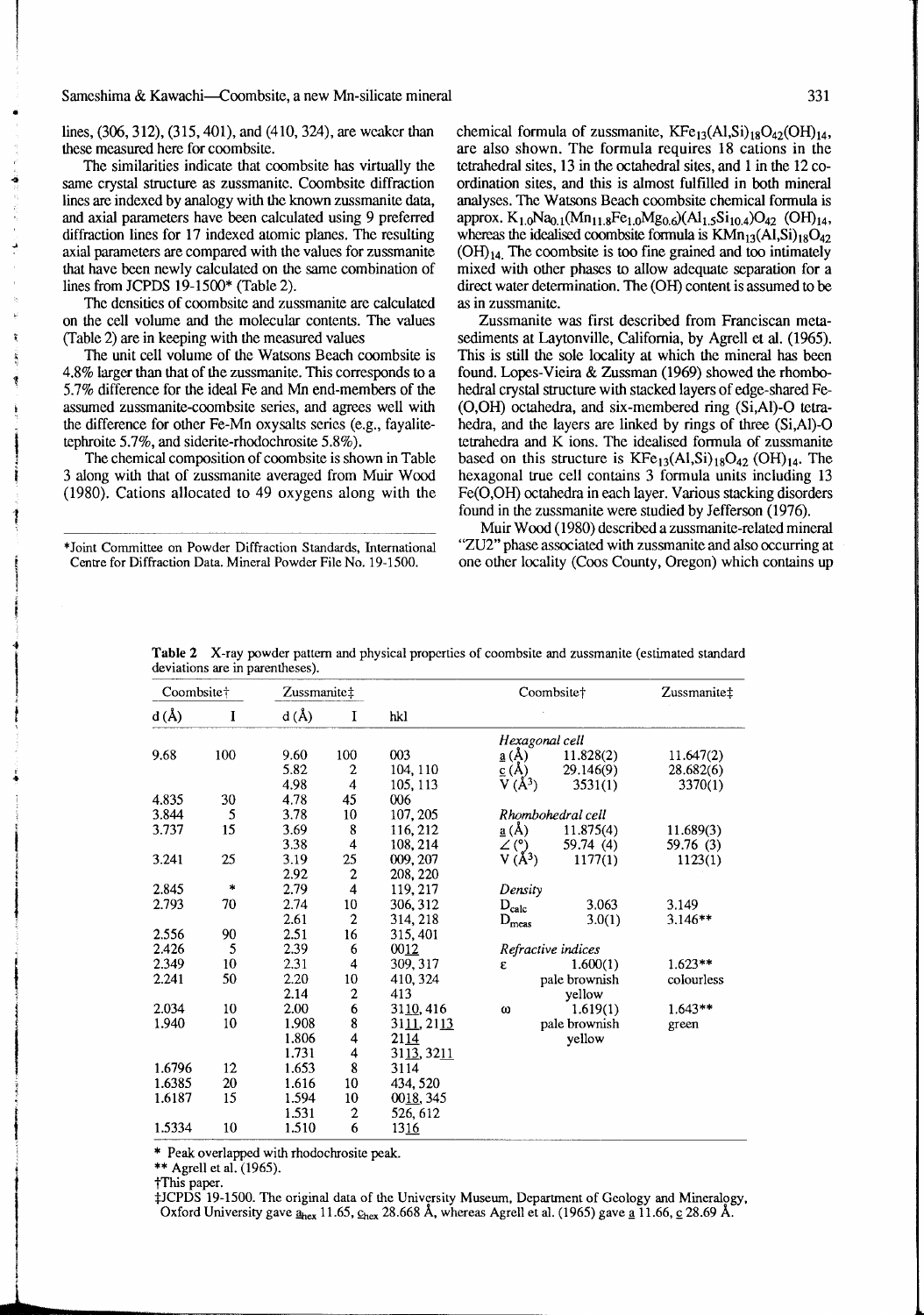lines, (306, 312), (315, 401), and (410, 324), are weaker than these measured here for coombsite.

The similarities indicate that coombsite has virtually the same crystal structure as zussmanite. Coombsite diffraction lines are indexed by analogy with the known zussmanite data, and axial parameters have been calculated using 9 preferred diffraction lines for 17 indexed atomic planes. The resulting axial parameters are compared with the values for zussmanite that have been newly calculated on the same combination of lines from JCPDS 19-1500* (Table 2).

The densities of coombsite and zussmanite are calculated on the cell volume and the molecular contents. The values (Table 2) are in keeping with the measured values

The unit cell volume of the Watsons Beach coombsite is 4.8% larger than that of the zussmanite. This corresponds to a 5.7% difference for the ideal Fe and Mn end-members of the assumed zussmanite-coombsite series, and agrees well with the difference for other Fe-Mn oxysalts series (e.g., fayalite-tephroite 5.7%, and siderite-rhodochrosite 5.8%).

The chemical composition of coombsite is shown in Table 3 along with that of zussmanite averaged from Muir Wood (1980). Cations allocated to 49 oxygens along with the chemical formula of zussmanite, $KFe_{13}(Al,Si)_{18}O_{42}(OH)_{14}$, are also shown. The formula requires 18 cations in the tetrahedral sites, 13 in the octahedral sites, and 1 in the 12 co-ordination sites, and this is almost fulfilled in both mineral analyses. The Watsons Beach coombsite chemical formula is approx. $K_{1.0}Na_{0.1}(Mn_{11.8}Fe_{1.0}Mg_{0.6})(Al_{1.5}Si_{10.4})O_{42}\ (OH)_{14}$, whereas the idealised coombsite formula is $KMn_{13}(Al,Si)_{18}O_{42}(OH)_{14}$. The coombsite is too fine grained and too intimately mixed with other phases to allow adequate separation for a direct water determination. The (OH) content is assumed to be as in zussmanite.

Zussmanite was first described from Franciscan metasediments at Laytonville, California, by Agrell et al. (1965). This is still the sole locality at which the mineral has been found. Lopes-Vieira & Zussman (1969) showed the rhombohedral crystal structure with stacked layers of edge-shared Fe-(O,OH) octahedra, and six-membered ring (Si,Al)-O tetrahedra, and the layers are linked by rings of three (Si,Al)-O tetrahedra and K ions. The idealised formula of zussmanite based on this structure is $KFe_{13}(Al,Si)_{18}O_{42}\ (OH)_{14}$. The hexagonal true cell contains 3 formula units including 13 Fe(O,OH) octahedra in each layer. Various stacking disorders found in the zussmanite were studied by Jefferson (1976).

Muir Wood (1980) described a zussmanite-related mineral "ZU2" phase associated with zussmanite and also occurring at one other locality (Coos County, Oregon) which contains up

*Joint Committee on Powder Diffraction Standards, International Centre for Diffraction Data. Mineral Powder File No. 19-1500.

**Table 2** X-ray powder pattern and physical properties of coombsite and zussmanite (estimated standard deviations are in parentheses).

| Coombsite† | | Zussmanite‡ | | | Coombsite† | | Zussmanite‡ |
|---|---|---|---|---|---|---|---|
| d (Å) | I | d (Å) | I | hkl | | | |
| | | | | | *Hexagonal cell* | | |
| 9.68 | 100 | 9.60 | 100 | 003 | a (Å) | 11.828(2) | 11.647(2) |
| | | 5.82 | 2 | 104, 110 | c (Å) | 29.146(9) | 28.682(6) |
| | | 4.98 | 4 | 105, 113 | V (Å$^3$) | 3531(1) | 3370(1) |
| 4.835 | 30 | 4.78 | 45 | 006 | | | |
| 3.844 | 5 | 3.78 | 10 | 107, 205 | *Rhombohedral cell* | | |
| 3.737 | 15 | 3.69 | 8 | 116, 212 | a (Å) | 11.875(4) | 11.689(3) |
| | | 3.38 | 4 | 108, 214 | ∠ (°) | 59.74 (4) | 59.76 (3) |
| 3.241 | 25 | 3.19 | 25 | 009, 207 | V (Å$^3$) | 1177(1) | 1123(1) |
| | | 2.92 | 2 | 208, 220 | | | |
| 2.845 | * | 2.79 | 4 | 119, 217 | *Density* | | |
| 2.793 | 70 | 2.74 | 10 | 306, 312 | $D_{calc}$ | 3.063 | 3.149 |
| | | 2.61 | 2 | 314, 218 | $D_{meas}$ | 3.0(1) | 3.146** |
| 2.556 | 90 | 2.51 | 16 | 315, 401 | | | |
| 2.426 | 5 | 2.39 | 6 | 0012 | *Refractive indices* | | |
| 2.349 | 10 | 2.31 | 4 | 309, 317 | ε | 1.600(1) | 1.623** |
| 2.241 | 50 | 2.20 | 10 | 410, 324 | | pale brownish | colourless |
| | | 2.14 | 2 | 413 | | yellow | |
| 2.034 | 10 | 2.00 | 6 | 3110, 416 | ω | 1.619(1) | 1.643** |
| 1.940 | 10 | 1.908 | 8 | 3111, 2113 | | pale brownish | green |
| | | 1.806 | 4 | 2114 | | yellow | |
| | | 1.731 | 4 | 3113, 3211 | | | |
| 1.6796 | 12 | 1.653 | 8 | 3114 | | | |
| 1.6385 | 20 | 1.616 | 10 | 434, 520 | | | |
| 1.6187 | 15 | 1.594 | 10 | 0018, 345 | | | |
| | | 1.531 | 2 | 526, 612 | | | |
| 1.5334 | 10 | 1.510 | 6 | 1316 | | | |

\* Peak overlapped with rhodochrosite peak.

** Agrell et al. (1965).

†This paper.

‡JCPDS 19-1500. The original data of the University Museum, Department of Geology and Mineralogy, Oxford University gave $a_{hex}$ 11.65, $c_{hex}$ 28.668 Å, whereas Agrell et al. (1965) gave a 11.66, c 28.69 Å.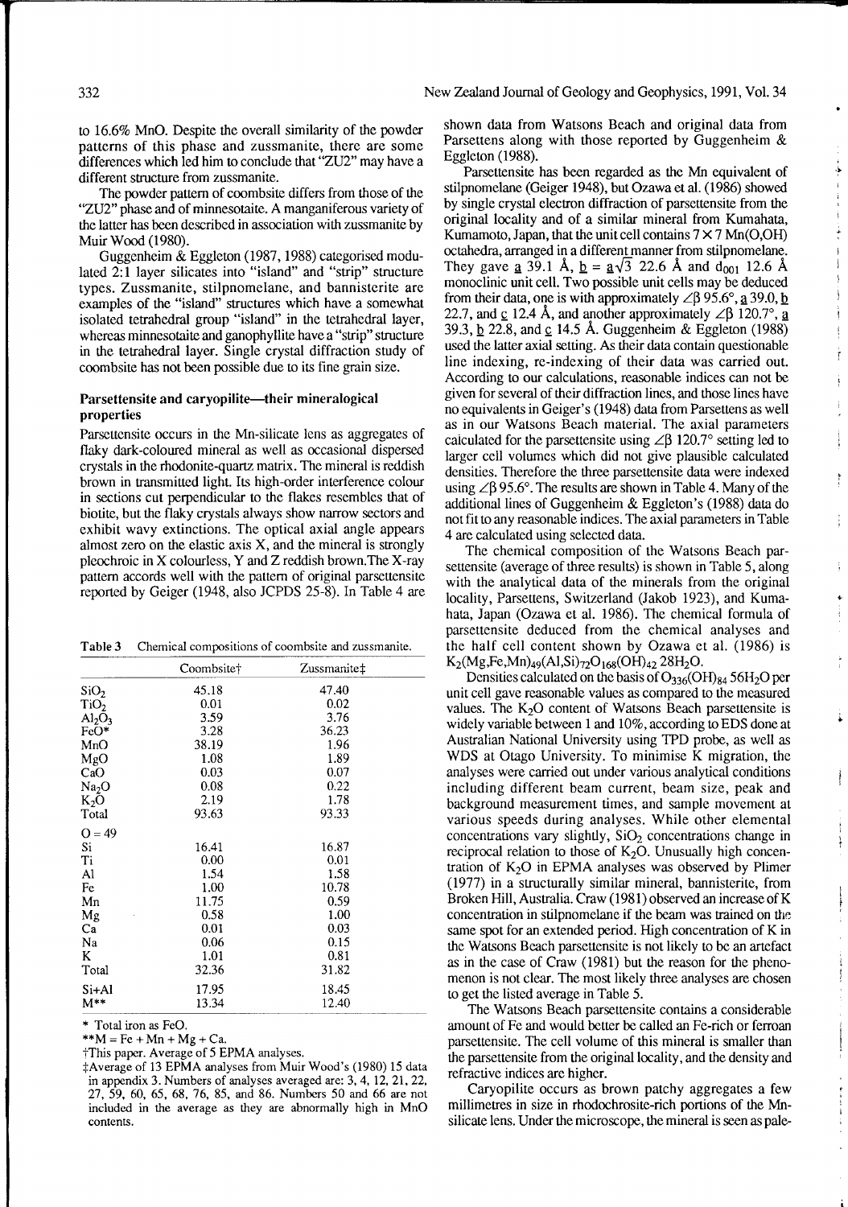to 16.6% MnO. Despite the overall similarity of the powder patterns of this phase and zussmanite, there are some differences which led him to conclude that "ZU2" may have a different structure from zussmanite.

The powder pattern of coombsite differs from those of the "ZU2" phase and of minnesotaite. A manganiferous variety of the latter has been described in association with zussmanite by Muir Wood (1980).

Guggenheim & Eggleton (1987, 1988) categorised modulated 2:1 layer silicates into "island" and "strip" structure types. Zussmanite, stilpnomelane, and bannisterite are examples of the "island" structures which have a somewhat isolated tetrahedral group "island" in the tetrahedral layer, whereas minnesotaite and ganophyllite have a "strip" structure in the tetrahedral layer. Single crystal diffraction study of coombsite has not been possible due to its fine grain size.

**Table 3** Chemical compositions of coombsite and zussmanite.

| | Coombsite† | Zussmanite‡ |
|---|---|---|
| $SiO_2$ | 45.18 | 47.40 |
| $TiO_2$ | 0.01 | 0.02 |
| $Al_2O_3$ | 3.59 | 3.76 |
| FeO* | 3.28 | 36.23 |
| MnO | 38.19 | 1.96 |
| MgO | 1.08 | 1.89 |
| CaO | 0.03 | 0.07 |
| $Na_2O$ | 0.08 | 0.22 |
| $K_2O$ | 2.19 | 1.78 |
| Total | 93.63 | 93.33 |
| O = 49 | | |
| Si | 16.41 | 16.87 |
| Ti | 0.00 | 0.01 |
| Al | 1.54 | 1.58 |
| Fe | 1.00 | 10.78 |
| Mn | 11.75 | 0.59 |
| Mg | 0.58 | 1.00 |
| Ca | 0.01 | 0.03 |
| Na | 0.06 | 0.15 |
| K | 1.01 | 0.81 |
| Total | 32.36 | 31.82 |
| Si+Al | 17.95 | 18.45 |
| M** | 13.34 | 12.40 |

\* Total iron as FeO.

\*\*M = Fe + Mn + Mg + Ca.

†This paper. Average of 5 EPMA analyses.

‡Average of 13 EPMA analyses from Muir Wood's (1980) 15 data in appendix 3. Numbers of analyses averaged are: 3, 4, 12, 21, 22, 27, 59, 60, 65, 68, 76, 85, and 86. Numbers 50 and 66 are not included in the average as they are abnormally high in MnO contents.

### Parsettensite and caryopilite—their mineralogical properties

Parsettensite occurs in the Mn-silicate lens as aggregates of flaky dark-coloured mineral as well as occasional dispersed crystals in the rhodonite-quartz matrix. The mineral is reddish brown in transmitted light. Its high-order interference colour in sections cut perpendicular to the flakes resembles that of biotite, but the flaky crystals always show narrow sectors and exhibit wavy extinctions. The optical axial angle appears almost zero on the elastic axis X, and the mineral is strongly pleochroic in X colourless, Y and Z reddish brown. The X-ray pattern accords well with the pattern of original parsettensite reported by Geiger (1948, also JCPDS 25-8). In Table 4 are shown data from Watsons Beach and original data from Parsettens along with those reported by Guggenheim & Eggleton (1988).

Parsettensite has been regarded as the Mn equivalent of stilpnomelane (Geiger 1948), but Ozawa et al. (1986) showed by single crystal electron diffraction of parsettensite from the original locality and of a similar mineral from Kumahata, Kumamoto, Japan, that the unit cell contains 7 × 7 Mn(O,OH) octahedra, arranged in a different manner from stilpnomelane. They gave $\underline{a}$ 39.1 Å, $\underline{b} = \underline{a}\sqrt{3}$ 22.6 Å and $d_{001}$ 12.6 Å monoclinic unit cell. Two possible unit cells may be deduced from their data, one is with approximately ∠β 95.6°, $\underline{a}$ 39.0, $\underline{b}$ 22.7, and $\underline{c}$ 12.4 Å, and another approximately ∠β 120.7°, $\underline{a}$ 39.3, $\underline{b}$ 22.8, and $\underline{c}$ 14.5 Å. Guggenheim & Eggleton (1988) used the latter axial setting. As their data contain questionable line indexing, re-indexing of their data was carried out. According to our calculations, reasonable indices can not be given for several of their diffraction lines, and those lines have no equivalents in Geiger's (1948) data from Parsettens as well as in our Watsons Beach material. The axial parameters calculated for the parsettensite using ∠β 120.7° setting led to larger cell volumes which did not give plausible calculated densities. Therefore the three parsettensite data were indexed using ∠β 95.6°. The results are shown in Table 4. Many of the additional lines of Guggenheim & Eggleton's (1988) data do not fit to any reasonable indices. The axial parameters in Table 4 are calculated using selected data.

The chemical composition of the Watsons Beach parsettensite (average of three results) is shown in Table 5, along with the analytical data of the minerals from the original locality, Parsettens, Switzerland (Jakob 1923), and Kumahata, Japan (Ozawa et al. 1986). The chemical formula of parsettensite deduced from the chemical analyses and the half cell content shown by Ozawa et al. (1986) is $K_2(Mg,Fe,Mn)_{49}(Al,Si)_{72}O_{168}(OH)_{42}\,28H_2O$.

Densities calculated on the basis of $O_{336}(OH)_{84}\,56H_2O$ per unit cell gave reasonable values as compared to the measured values. The $K_2O$ content of Watsons Beach parsettensite is widely variable between 1 and 10%, according to EDS done at Australian National University using TPD probe, as well as WDS at Otago University. To minimise K migration, the analyses were carried out under various analytical conditions including different beam current, beam size, peak and background measurement times, and sample movement at various speeds during analyses. While other elemental concentrations vary slightly, $SiO_2$ concentrations change in reciprocal relation to those of $K_2O$. Unusually high concentration of $K_2O$ in EPMA analyses was observed by Plimer (1977) in a structurally similar mineral, bannisterite, from Broken Hill, Australia. Craw (1981) observed an increase of K concentration in stilpnomelane if the beam was trained on the same spot for an extended period. High concentration of K in the Watsons Beach parsettensite is not likely to be an artefact as in the case of Craw (1981) but the reason for the phenomenon is not clear. The most likely three analyses are chosen to get the listed average in Table 5.

The Watsons Beach parsettensite contains a considerable amount of Fe and would better be called an Fe-rich or ferroan parsettensite. The cell volume of this mineral is smaller than the parsettensite from the original locality, and the density and refractive indices are higher.

Caryopilite occurs as brown patchy aggregates a few millimetres in size in rhodochrosite-rich portions of the Mn-silicate lens. Under the microscope, the mineral is seen as pale-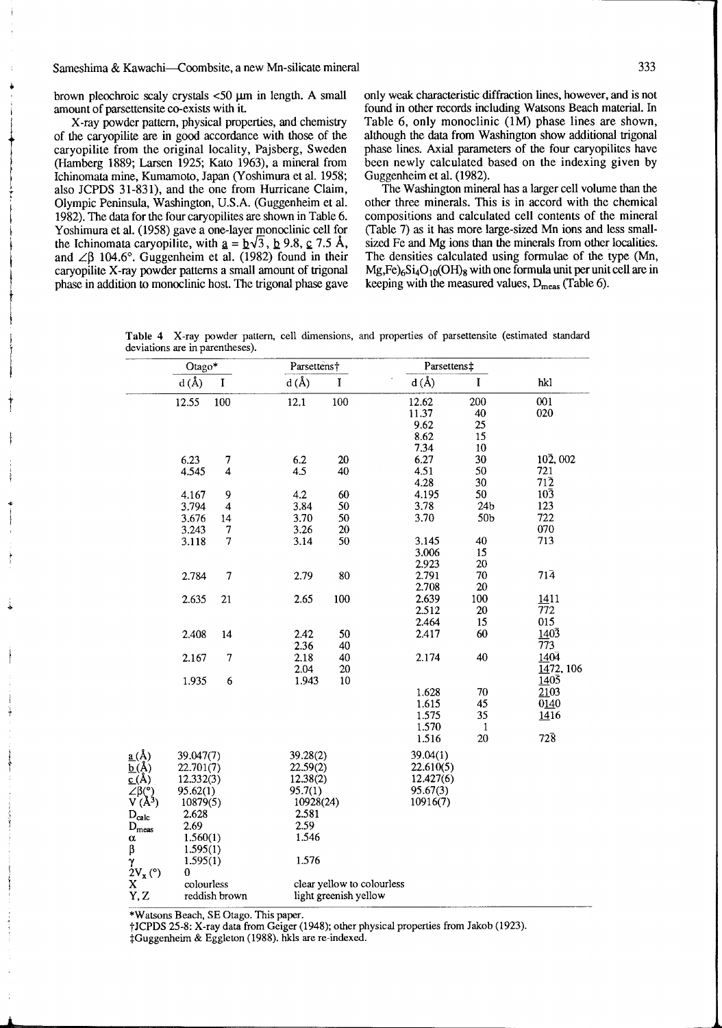brown pleochroic scaly crystals <50 μm in length. A small amount of parsettensite co-exists with it.

X-ray powder pattern, physical properties, and chemistry of the caryopilite are in good accordance with those of the caryopilite from the original locality, Pajsberg, Sweden (Hamberg 1889; Larsen 1925; Kato 1963), a mineral from Ichinomata mine, Kumamoto, Japan (Yoshimura et al. 1958; also JCPDS 31-831), and the one from Hurricane Claim, Olympic Peninsula, Washington, U.S.A. (Guggenheim et al. 1982). The data for the four caryopilites are shown in Table 6. Yoshimura et al. (1958) gave a one-layer monoclinic cell for the Ichinomata caryopilite, with $\underline{a} = \underline{b}\sqrt{3}$, $\underline{b}$ 9.8, $\underline{c}$ 7.5 Å, and $\angle\beta$ 104.6°. Guggenheim et al. (1982) found in their caryopilite X-ray powder patterns a small amount of trigonal phase in addition to monoclinic host. The trigonal phase gave only weak characteristic diffraction lines, however, and is not found in other records including Watsons Beach material. In Table 6, only monoclinic (1M) phase lines are shown, although the data from Washington show additional trigonal phase lines. Axial parameters of the four caryopilites have been newly calculated based on the indexing given by Guggenheim et al. (1982).

The Washington mineral has a larger cell volume than the other three minerals. This is in accord with the chemical compositions and calculated cell contents of the mineral (Table 7) as it has more large-sized Mn ions and less small-sized Fe and Mg ions than the minerals from other localities. The densities calculated using formulae of the type $(Mn,Mg,Fe)_6Si_4O_{10}(OH)_8$ with one formula unit per unit cell are in keeping with the measured values, $D_{meas}$ (Table 6).

**Table 4** X-ray powder pattern, cell dimensions, and properties of parsettensite (estimated standard deviations are in parentheses).

| | Otago* | | Parsettens† | | Parsettens‡ | | |
|---|---|---|---|---|---|---|---|
| | d (Å) | I | d (Å) | I | d (Å) | I | hkl |
| | 12.55 | 100 | 12.1 | 100 | 12.62 | 200 | 001 |
| | | | | | 11.37 | 40 | 020 |
| | | | | | 9.62 | 25 | |
| | | | | | 8.62 | 15 | |
| | | | | | 7.34 | 10 | |
| | 6.23 | 7 | 6.2 | 20 | 6.27 | 30 | $10\bar{2}$, 002 |
| | 4.545 | 4 | 4.5 | 40 | 4.51 | 50 | 721 |
| | | | | | 4.28 | 30 | $71\bar{2}$ |
| | 4.167 | 9 | 4.2 | 60 | 4.195 | 50 | $10\bar{3}$ |
| | 3.794 | 4 | 3.84 | 50 | 3.78 | 24b | 123 |
| | 3.676 | 14 | 3.70 | 50 | 3.70 | 50b | 722 |
| | 3.243 | 7 | 3.26 | 20 | | | 070 |
| | 3.118 | 7 | 3.14 | 50 | 3.145 | 40 | 713 |
| | | | | | 3.006 | 15 | |
| | | | | | 2.923 | 20 | |
| | 2.784 | 7 | 2.79 | 80 | 2.791 | 70 | $71\bar{4}$ |
| | | | | | 2.708 | 20 | |
| | 2.635 | 21 | 2.65 | 100 | 2.639 | 100 | $\underline{14}11$ |
| | | | | | 2.512 | 20 | $\overline{77}2$ |
| | | | | | 2.464 | 15 | $01\bar{5}$ |
| | 2.408 | 14 | 2.42 | 50 | 2.417 | 60 | $\underline{14}0\bar{3}$ |
| | | | 2.36 | 40 | | | $\overline{77}3$ |
| | 2.167 | 7 | 2.18 | 40 | 2.174 | 40 | $\underline{14}0\bar{4}$ |
| | | | 2.04 | 20 | | | $\underline{14}72$, 106 |
| | 1.935 | 6 | 1.943 | 10 | | | $\underline{14}0\bar{5}$ |
| | | | | | 1.628 | 70 | $\underline{21}0\bar{3}$ |
| | | | | | 1.615 | 45 | $0\underline{14}0$ |
| | | | | | 1.575 | 35 | $\underline{14}16$ |
| | | | | | 1.570 | 1 | |
| | | | | | 1.516 | 20 | $72\bar{8}$ |
| $\underline{a}$ (Å) | 39.047(7) | | 39.28(2) | | 39.04(1) | | |
| $\underline{b}$ (Å) | 22.701(7) | | 22.59(2) | | 22.610(5) | | |
| $\underline{c}$ (Å) | 12.332(3) | | 12.38(2) | | 12.427(6) | | |
| $\angle\beta$(°) | 95.62(1) | | 95.7(1) | | 95.67(3) | | |
| V (Å$^3$) | 10879(5) | | 10928(24) | | 10916(7) | | |
| $D_{calc}$ | 2.628 | | 2.581 | | | | |
| $D_{meas}$ | 2.69 | | 2.59 | | | | |
| α | 1.560(1) | | 1.546 | | | | |
| β | 1.595(1) | | | | | | |
| γ | 1.595(1) | | 1.576 | | | | |
| $2V_x$ (°) | 0 | | | | | | |
| X | colourless | | clear yellow to colourless | | | | |
| Y, Z | reddish brown | | light greenish yellow | | | | |

*Watsons Beach, SE Otago. This paper.
†JCPDS 25-8: X-ray data from Geiger (1948); other physical properties from Jakob (1923).
‡Guggenheim & Eggleton (1988). hkls are re-indexed.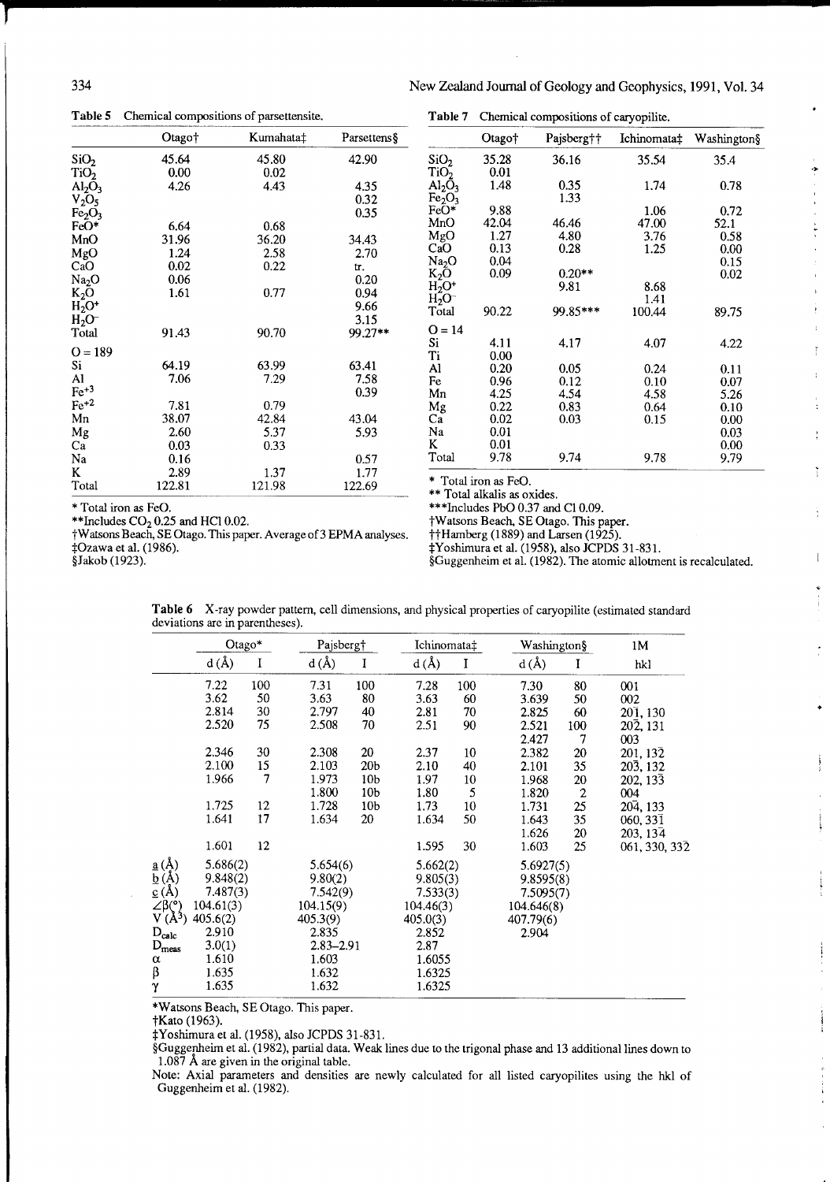**Table 5** Chemical compositions of parsettensite.

| | Otago† | Kumahata‡ | Parsettens§ |
|---|---|---|---|
| $SiO_2$ | 45.64 | 45.80 | 42.90 |
| $TiO_2$ | 0.00 | 0.02 | |
| $Al_2O_3$ | 4.26 | 4.43 | 4.35 |
| $V_2O_5$ | | | 0.32 |
| $Fe_2O_3$ | | | 0.35 |
| FeO* | 6.64 | 0.68 | |
| MnO | 31.96 | 36.20 | 34.43 |
| MgO | 1.24 | 2.58 | 2.70 |
| CaO | 0.02 | 0.22 | tr. |
| $Na_2O$ | 0.06 | | 0.20 |
| $K_2O$ | 1.61 | 0.77 | 0.94 |
| $H_2O^+$ | | | 9.66 |
| $H_2O^-$ | | | 3.15 |
| Total | 91.43 | 90.70 | 99.27** |
| O = 189 | | | |
| Si | 64.19 | 63.99 | 63.41 |
| Al | 7.06 | 7.29 | 7.58 |
| $Fe^{+3}$ | | | 0.39 |
| $Fe^{+2}$ | 7.81 | 0.79 | |
| Mn | 38.07 | 42.84 | 43.04 |
| Mg | 2.60 | 5.37 | 5.93 |
| Ca | 0.03 | 0.33 | |
| Na | 0.16 | | 0.57 |
| K | 2.89 | 1.37 | 1.77 |
| Total | 122.81 | 121.98 | 122.69 |

\* Total iron as FeO.
\*\*Includes $CO_2$ 0.25 and HCl 0.02.
†Watsons Beach, SE Otago. This paper. Average of 3 EPMA analyses.
‡Ozawa et al. (1986).
§Jakob (1923).

**Table 7** Chemical compositions of caryopilite.

| | Otago† | Pajsberg†† | Ichinomata‡ | Washington§ |
|---|---|---|---|---|
| $SiO_2$ | 35.28 | 36.16 | 35.54 | 35.4 |
| $TiO_2$ | 0.01 | | | |
| $Al_2O_3$ | 1.48 | 0.35 | 1.74 | 0.78 |
| $Fe_2O_3$ | | 1.33 | | |
| FeO* | 9.88 | | 1.06 | 0.72 |
| MnO | 42.04 | 46.46 | 47.00 | 52.1 |
| MgO | 1.27 | 4.80 | 3.76 | 0.58 |
| CaO | 0.13 | 0.28 | 1.25 | 0.00 |
| $Na_2O$ | 0.04 | | | 0.15 |
| $K_2O$ | 0.09 | 0.20** | | 0.02 |
| $H_2O^+$ | | 9.81 | 8.68 | |
| $H_2O^-$ | | | 1.41 | |
| Total | 90.22 | 99.85*** | 100.44 | 89.75 |
| O = 14 | | | | |
| Si | 4.11 | 4.17 | 4.07 | 4.22 |
| Ti | 0.00 | | | |
| Al | 0.20 | 0.05 | 0.24 | 0.11 |
| Fe | 0.96 | 0.12 | 0.10 | 0.07 |
| Mn | 4.25 | 4.54 | 4.58 | 5.26 |
| Mg | 0.22 | 0.83 | 0.64 | 0.10 |
| Ca | 0.02 | 0.03 | 0.15 | 0.00 |
| Na | 0.01 | | | 0.03 |
| K | 0.01 | | | 0.00 |
| Total | 9.78 | 9.74 | 9.78 | 9.79 |

\* Total iron as FeO.
\*\* Total alkalis as oxides.
\*\*\*Includes PbO 0.37 and Cl 0.09.
†Watsons Beach, SE Otago. This paper.
††Hamberg (1889) and Larsen (1925).
‡Yoshimura et al. (1958), also JCPDS 31-831.
§Guggenheim et al. (1982). The atomic allotment is recalculated.

**Table 6** X-ray powder pattern, cell dimensions, and physical properties of caryopilite (estimated standard deviations are in parentheses).

| | Otago* | | Pajsberg† | | Ichinomata‡ | | Washington§ | | 1M |
|---|---|---|---|---|---|---|---|---|---|
| | d (Å) | I | d (Å) | I | d (Å) | I | d (Å) | I | hkl |
| | 7.22 | 100 | 7.31 | 100 | 7.28 | 100 | 7.30 | 80 | 001 |
| | 3.62 | 50 | 3.63 | 80 | 3.63 | 60 | 3.639 | 50 | 002 |
| | 2.814 | 30 | 2.797 | 40 | 2.81 | 70 | 2.825 | 60 | $20\bar{1}$, 130 |
| | 2.520 | 75 | 2.508 | 70 | 2.51 | 90 | 2.521 | 100 | $20\bar{2}$, 131 |
| | | | | | | | 2.427 | 7 | 003 |
| | 2.346 | 30 | 2.308 | 20 | 2.37 | 10 | 2.382 | 20 | 201, $13\bar{2}$ |
| | 2.100 | 15 | 2.103 | 20b | 2.10 | 40 | 2.101 | 35 | $20\bar{3}$, 132 |
| | 1.966 | 7 | 1.973 | 10b | 1.97 | 10 | 1.968 | 20 | 202, $13\bar{3}$ |
| | | | 1.800 | 10b | 1.80 | 5 | 1.820 | 2 | 004 |
| | 1.725 | 12 | 1.728 | 10b | 1.73 | 10 | 1.731 | 25 | $20\bar{4}$, 133 |
| | 1.641 | 17 | 1.634 | 20 | 1.634 | 50 | 1.643 | 35 | 060, $33\bar{1}$ |
| | | | | | | | 1.626 | 20 | 203, $13\bar{4}$ |
| | 1.601 | 12 | | | 1.595 | 30 | 1.603 | 25 | 061, 330, $33\bar{2}$ |
| a (Å) | 5.686(2) | | 5.654(6) | | 5.662(2) | | 5.6927(5) | | |
| b (Å) | 9.848(2) | | 9.80(2) | | 9.805(3) | | 9.8595(8) | | |
| c (Å) | 7.487(3) | | 7.542(9) | | 7.533(3) | | 7.5095(7) | | |
| ∠β(°) | 104.61(3) | | 104.15(9) | | 104.46(3) | | 104.646(8) | | |
| V (Å³) | 405.6(2) | | 405.3(9) | | 405.0(3) | | 407.79(6) | | |
| $D_{calc}$ | 2.910 | | 2.835 | | 2.852 | | 2.904 | | |
| $D_{meas}$ | 3.0(1) | | 2.83–2.91 | | 2.87 | | | | |
| α | 1.610 | | 1.603 | | 1.6055 | | | | |
| β | 1.635 | | 1.632 | | 1.6325 | | | | |
| γ | 1.635 | | 1.632 | | 1.6325 | | | | |

\*Watsons Beach, SE Otago. This paper.
†Kato (1963).
‡Yoshimura et al. (1958), also JCPDS 31-831.
§Guggenheim et al. (1982), partial data. Weak lines due to the trigonal phase and 13 additional lines down to 1.087 Å are given in the original table.
Note: Axial parameters and densities are newly calculated for all listed caryopilites using the hkl of Guggenheim et al. (1982).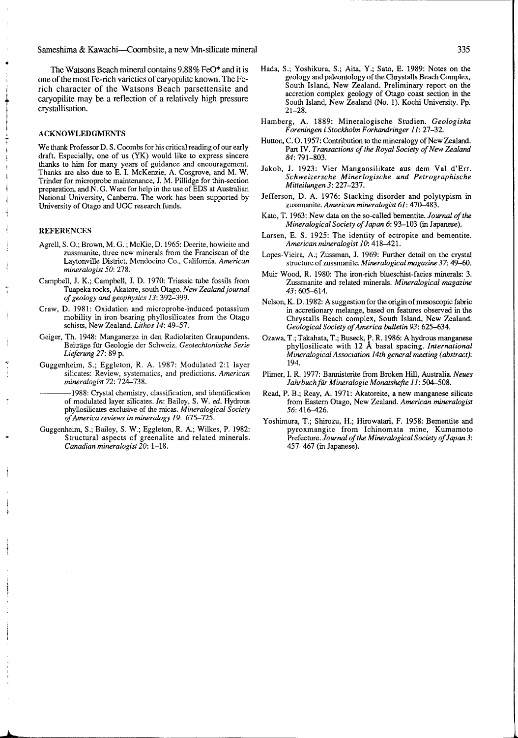The Watsons Beach mineral contains 9.88% FeO* and it is one of the most Fe-rich varieties of caryopilite known. The Fe-rich character of the Watsons Beach parsettensite and caryopilite may be a reflection of a relatively high pressure crystallisation.

## ACKNOWLEDGMENTS

We thank Professor D. S. Coombs for his critical reading of our early draft. Especially, one of us (YK) would like to express sincere thanks to him for many years of guidance and encouragement. Thanks are also due to E. I. McKenzie, A. Cosgrove, and M. W. Trinder for microprobe maintenance, J. M. Pillidge for thin-section preparation, and N. G. Ware for help in the use of EDS at Australian National University, Canberra. The work has been supported by University of Otago and UGC research funds.

## REFERENCES

Agrell, S. O.; Brown, M. G. ; McKie, D. 1965: Deerite, howieite and zussmanite, three new minerals from the Franciscan of the Laytonville District, Mendocino Co., California. *American mineralogist 50*: 278.

Campbell, J. K.; Campbell, J. D. 1970: Triassic tube fossils from Tuapeka rocks, Akatore, south Otago. *New Zealand journal of geology and geophysics 13*: 392–399.

Craw, D. 1981: Oxidation and microprobe-induced potassium mobility in iron-bearing phyllosilicates from the Otago schists, New Zealand. *Lithos 14*: 49–57.

Geiger, Th. 1948: Manganerze in den Radiolariten Graupundens. Beiträge für Geologie der Schweiz. *Geotechtonische Serie Lieferung 27*: 89 p.

Guggenheim, S.; Eggleton, R. A. 1987: Modulated 2:1 layer silicates: Review, systematics, and predictions. *American mineralogist 72*: 724–738.

———1988: Crystal chemistry, classification, and identification of modulated layer silicates. *In*: Bailey, S. W. *ed*. Hydrous phyllosilicates exclusive of the micas. *Mineralogical Society of America reviews in mineralogy 19*: 675–725.

Guggenheim, S.; Bailey, S. W.; Eggleton, R. A.; Wilkes, P. 1982: Structural aspects of greenalite and related minerals. *Canadian mineralogist 20*: 1–18.

Hada, S.; Yoshikura, S.; Aita, Y.; Sato, E. 1989: Notes on the geology and paleontology of the Chrystalls Beach Complex, South Island, New Zealand. Preliminary report on the accretion complex geology of Otago coast section in the South Island, New Zealand (No. 1). Kochi University. Pp. 21–28.

Hamberg, A. 1889: Mineralogische Studien. *Geologiska Foreningen i Stockholm Forhandringer 11*: 27–32.

Hutton, C. O. 1957: Contribution to the mineralogy of New Zealand. Part IV. *Transactions of the Royal Society of New Zealand 84*: 791–803.

Jakob, J. 1923: Vier Mangansilikate aus dem Val d'Err. *Schweizersche Minerlogische und Petrographische Mitteilungen 3*: 227–237.

Jefferson, D. A. 1976: Stacking disorder and polytypism in zussmanite. *American mineralogist 61*: 470–483.

Kato, T. 1963: New data on the so-called bementite. *Journal of the Mineralogical Society of Japan 6*: 93–103 (in Japanese).

Larsen, E. S. 1925: The identity of ectropite and bementite. *American mineralogist 10*: 418–421.

Lopes-Vieira, A.; Zussman, J. 1969: Further detail on the crystal structure of zussmanite. *Mineralogical magazine 37*: 49–60.

Muir Wood, R. 1980: The iron-rich blueschist-facies minerals: 3. Zussmanite and related minerals. *Mineralogical magazine 43*: 605–614.

Nelson, K. D. 1982: A suggestion for the origin of mesoscopic fabric in accretionary melange, based on features observed in the Chrystalls Beach complex, South Island, New Zealand. *Geological Society of America bulletin 93*: 625–634.

Ozawa, T.; Takahata, T.; Buseck, P. R. 1986: A hydrous manganese phyllosilicate with 12 Å basal spacing. *International Mineralogical Association 14th general meeting (abstract)*: 194.

Plimer, I. R. 1977: Bannisterite from Broken Hill, Australia. *Neues Jahrbuch für Mineralogie Monatshefte 11*: 504–508.

Read, P. B.; Reay, A. 1971: Akatoreite, a new manganese silicate from Eastern Otago, New Zealand. *American mineralogist 56*: 416–426.

Yoshimura, T.; Shirozu, H.; Hirowatari, F. 1958: Bementite and pyroxmangite from Ichinomata mine, Kumamoto Prefecture. *Journal of the Mineralogical Society of Japan 3*: 457–467 (in Japanese).